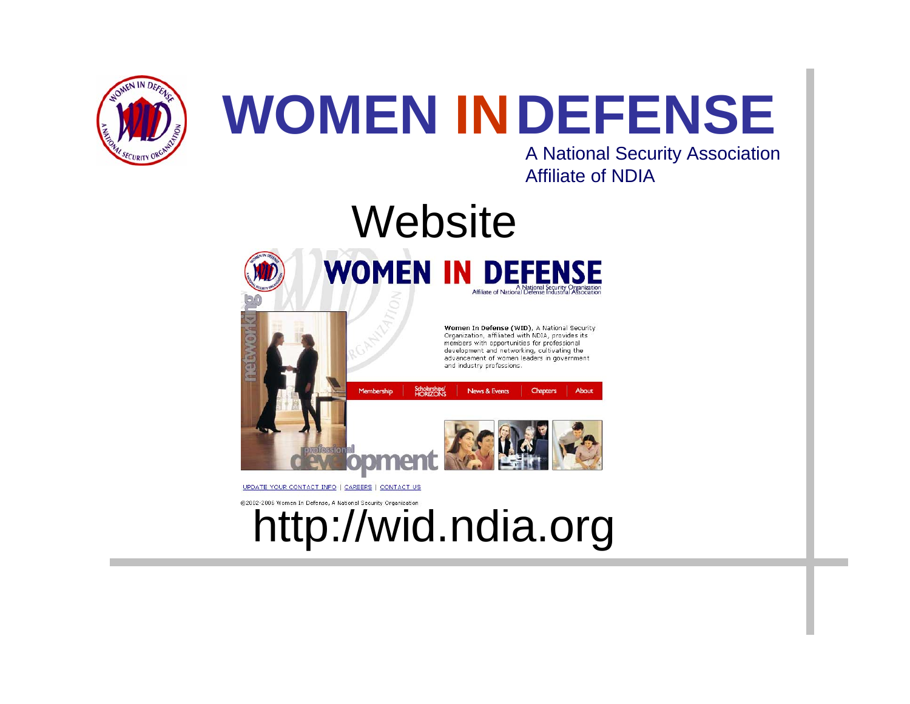# WOMEN IN DEFENSE

A National Security Association Affiliate of NDIA

## Website

WOMEN IN DEFENSE

A National Security Organization
Affiliate of National Defense Industrial Association

**Women In Defense (WID)**, A National Security Organization, affiliated with NDIA, provides its members with opportunities for professional development and networking, cultivating the advancement of women leaders in government and industry professions.

Membership | Scholarships/HORIZONS | News & Events | Chapters | About

networking

professional development

UPDATE YOUR CONTACT INFO | CAREERS | CONTACT US

©2002-2006 Women In Defense, A National Security Organization

http://wid.ndia.org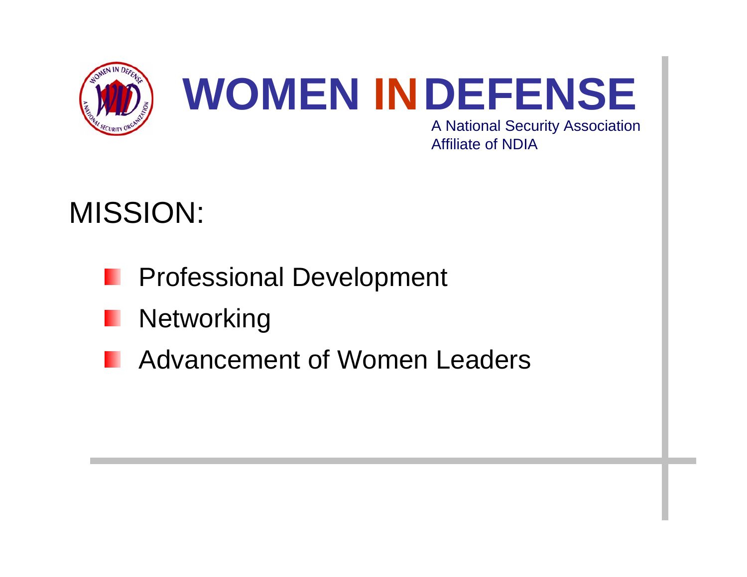# WOMEN IN DEFENSE

A National Security Association
Affiliate of NDIA

## MISSION:

- Professional Development
- Networking
- Advancement of Women Leaders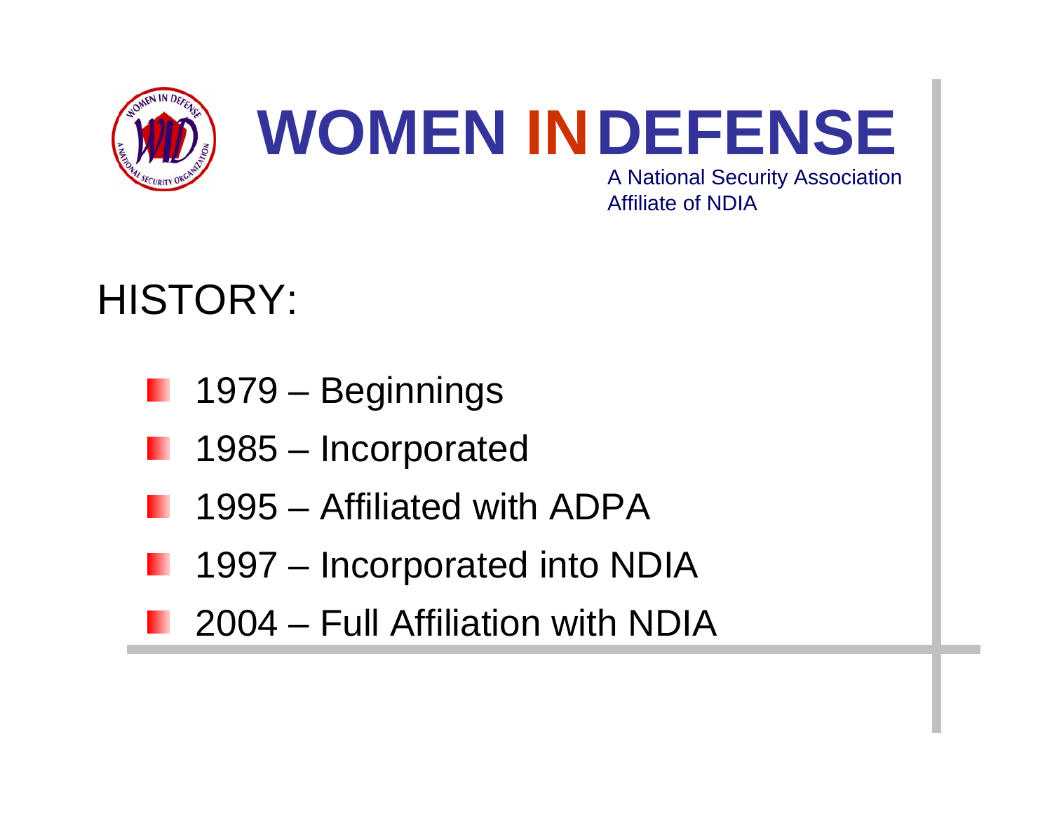# WOMEN IN DEFENSE

A National Security Association
Affiliate of NDIA

## HISTORY:

- 1979 – Beginnings
- 1985 – Incorporated
- 1995 – Affiliated with ADPA
- 1997 – Incorporated into NDIA
- 2004 – Full Affiliation with NDIA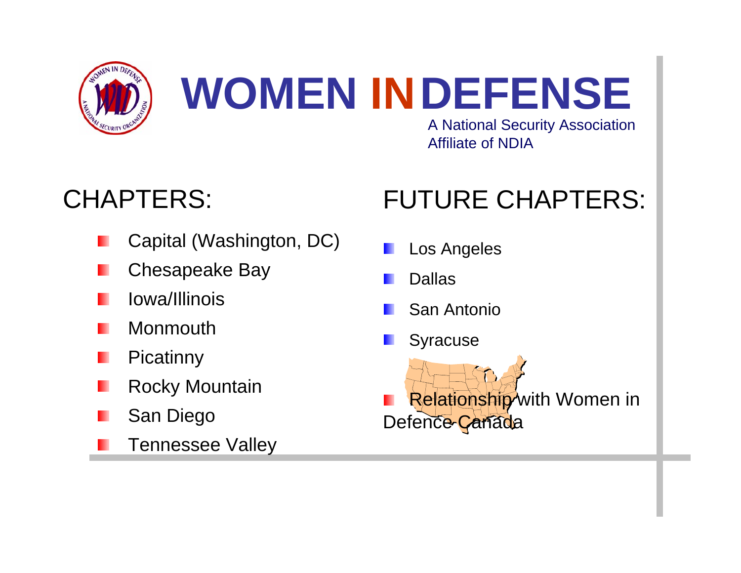# WOMEN IN DEFENSE

A National Security Association
Affiliate of NDIA

## CHAPTERS:

- Capital (Washington, DC)
- Chesapeake Bay
- Iowa/Illinois
- Monmouth
- Picatinny
- Rocky Mountain
- San Diego
- Tennessee Valley

## FUTURE CHAPTERS:

- Los Angeles
- Dallas
- San Antonio
- Syracuse

- Relationship with Women in Defence Canada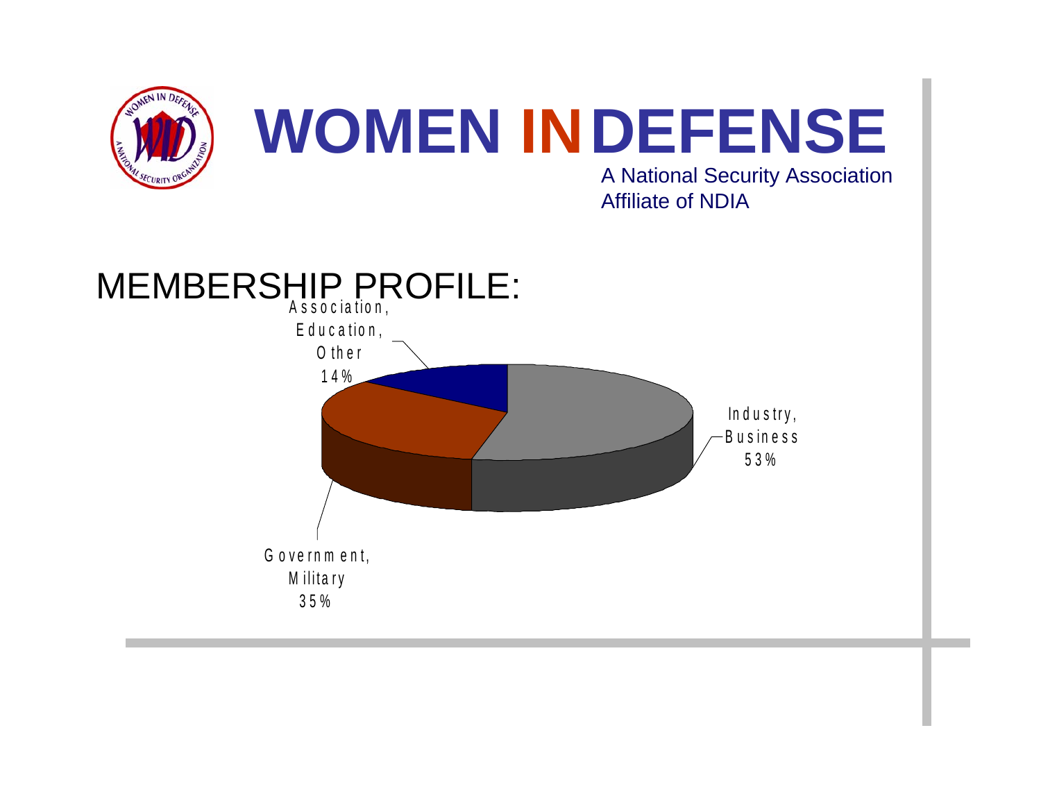# WOMEN IN DEFENSE

A National Security Association
Affiliate of NDIA

## MEMBERSHIP PROFILE:

- Industry, Business 53%
- Government, Military 35%
- Association, Education, Other 14%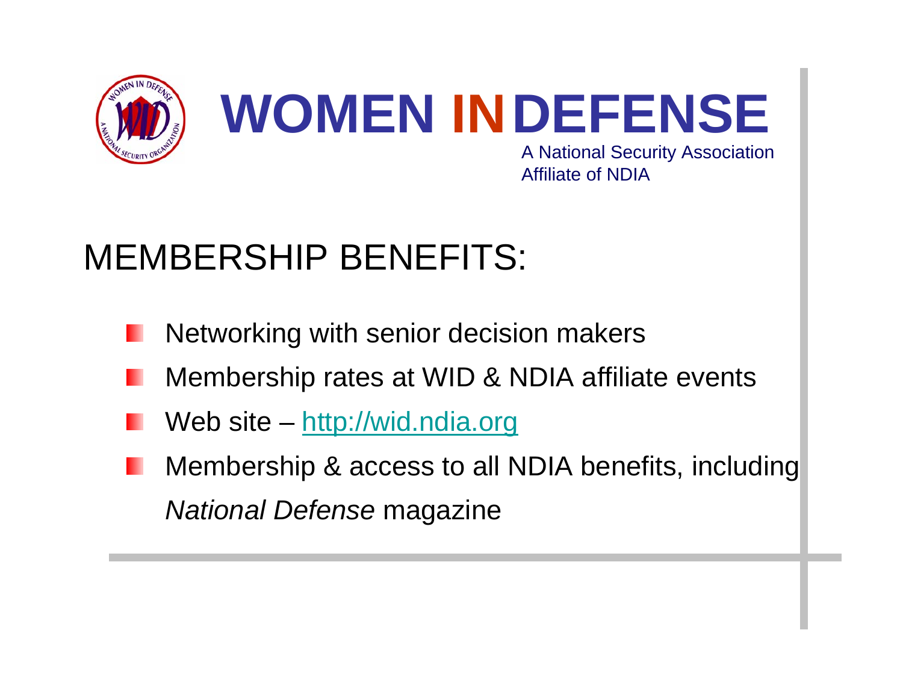# WOMEN IN DEFENSE

A National Security Association
Affiliate of NDIA

## MEMBERSHIP BENEFITS:

- Networking with senior decision makers
- Membership rates at WID & NDIA affiliate events
- Web site – [http://wid.ndia.org](http://wid.ndia.org)
- Membership & access to all NDIA benefits, including *National Defense* magazine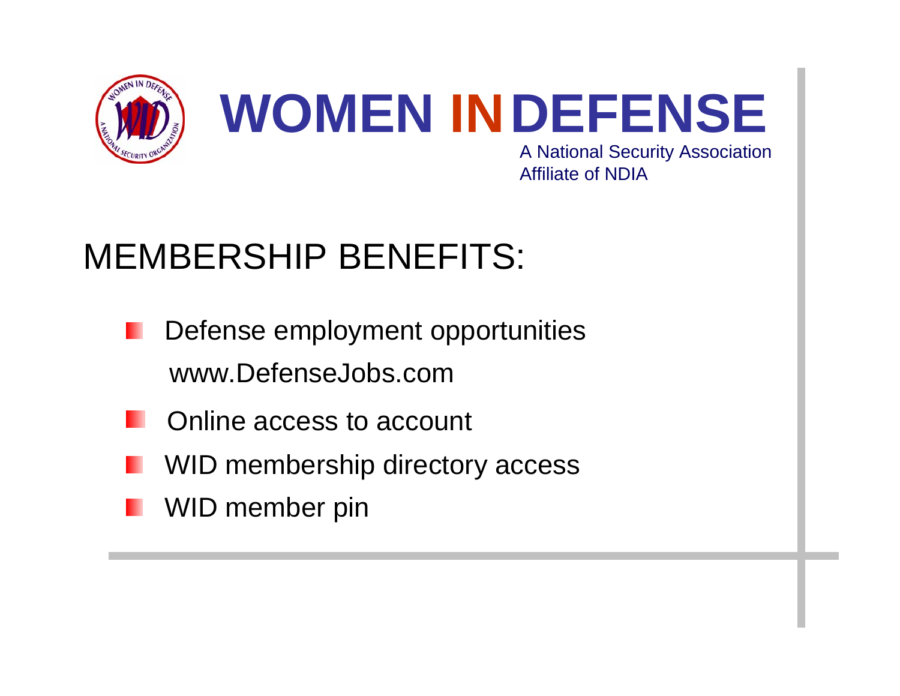# WOMEN IN DEFENSE

A National Security Association
Affiliate of NDIA

## MEMBERSHIP BENEFITS:

- Defense employment opportunities
  www.DefenseJobs.com
- Online access to account
- WID membership directory access
- WID member pin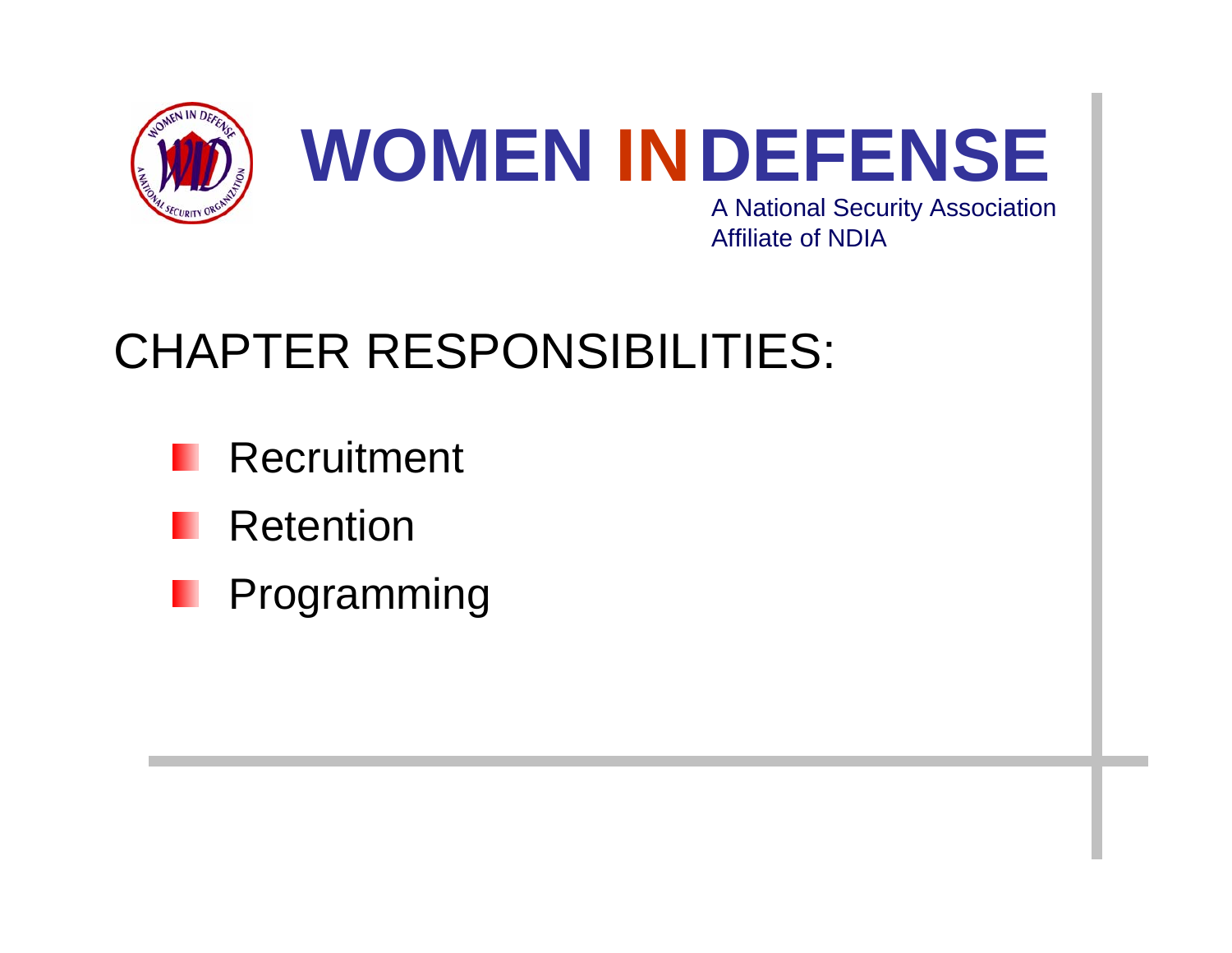# WOMEN IN DEFENSE

A National Security Association
Affiliate of NDIA

## CHAPTER RESPONSIBILITIES:

- Recruitment
- Retention
- Programming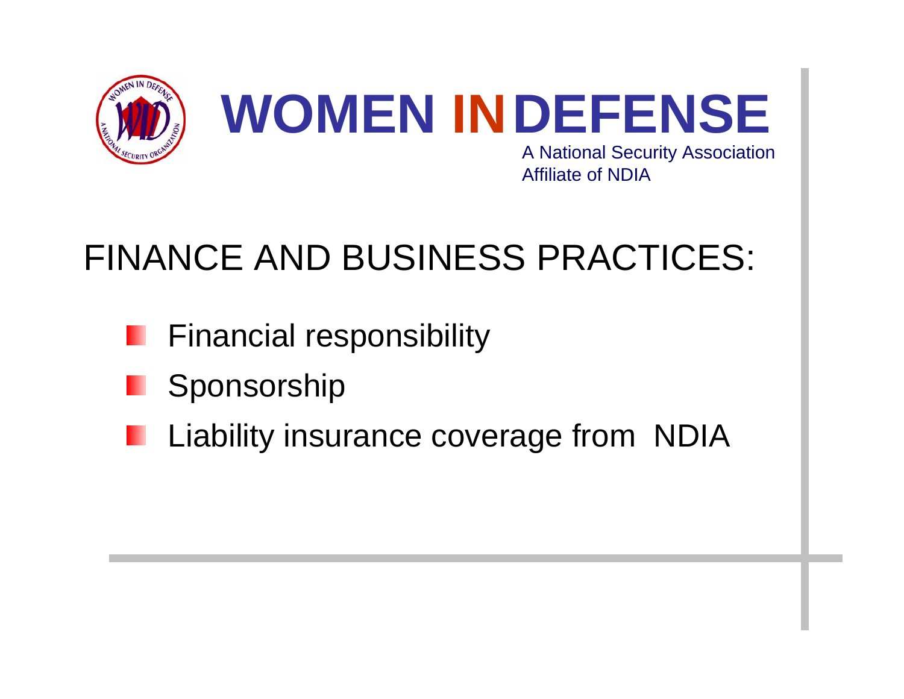# WOMEN IN DEFENSE

A National Security Association
Affiliate of NDIA

## FINANCE AND BUSINESS PRACTICES:

- Financial responsibility
- Sponsorship
- Liability insurance coverage from NDIA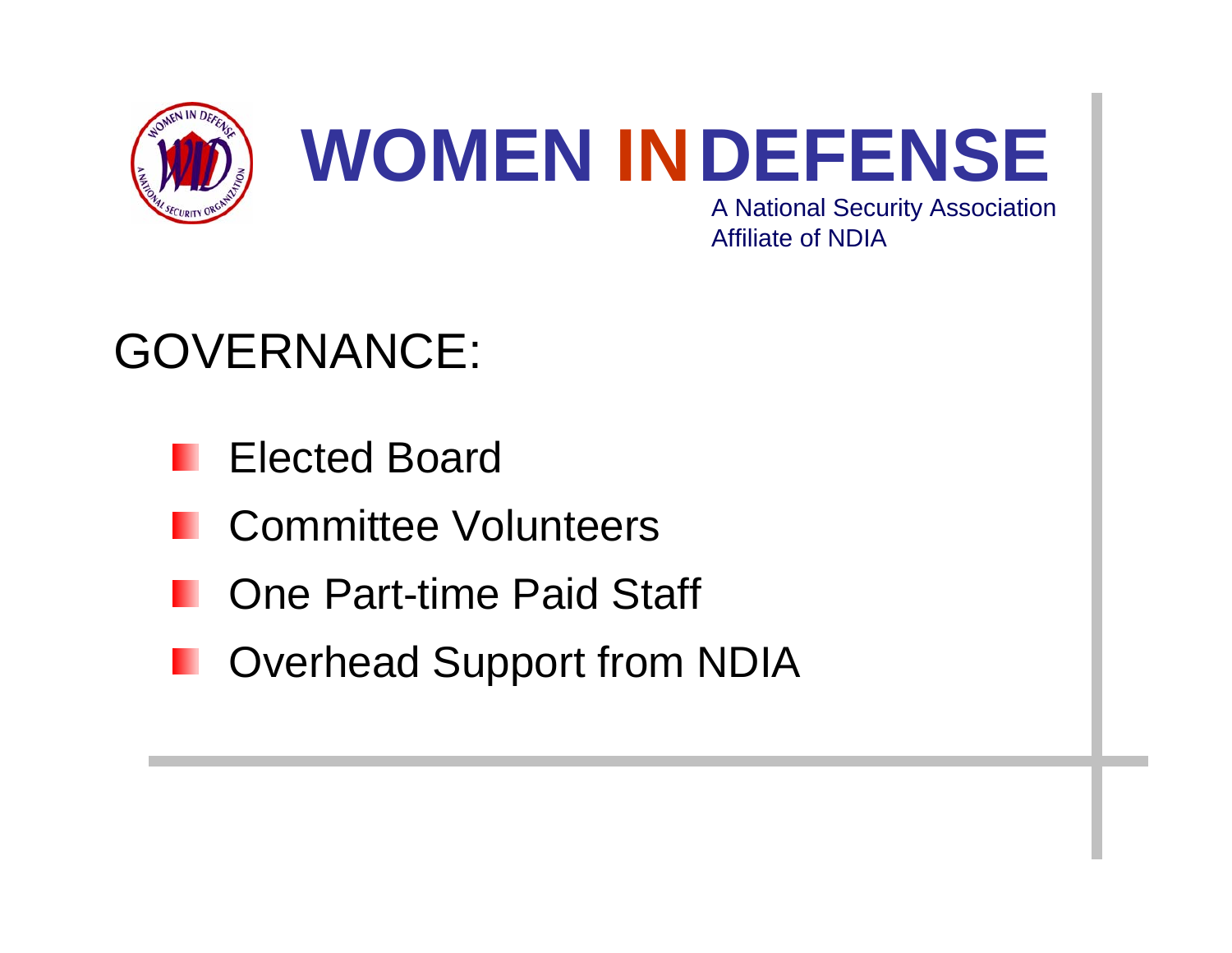# WOMEN IN DEFENSE

A National Security Association
Affiliate of NDIA

## GOVERNANCE:

- Elected Board
- Committee Volunteers
- One Part-time Paid Staff
- Overhead Support from NDIA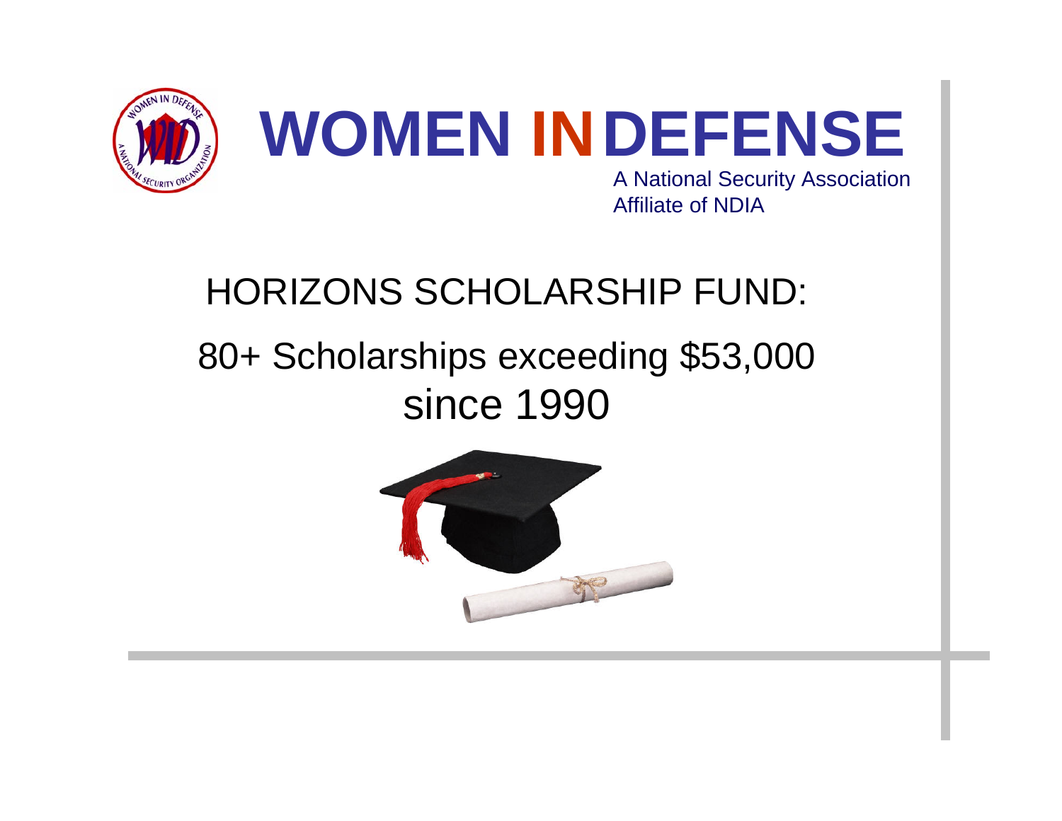# WOMEN IN DEFENSE

A National Security Association
Affiliate of NDIA

## HORIZONS SCHOLARSHIP FUND:

## 80+ Scholarships exceeding $53,000 since 1990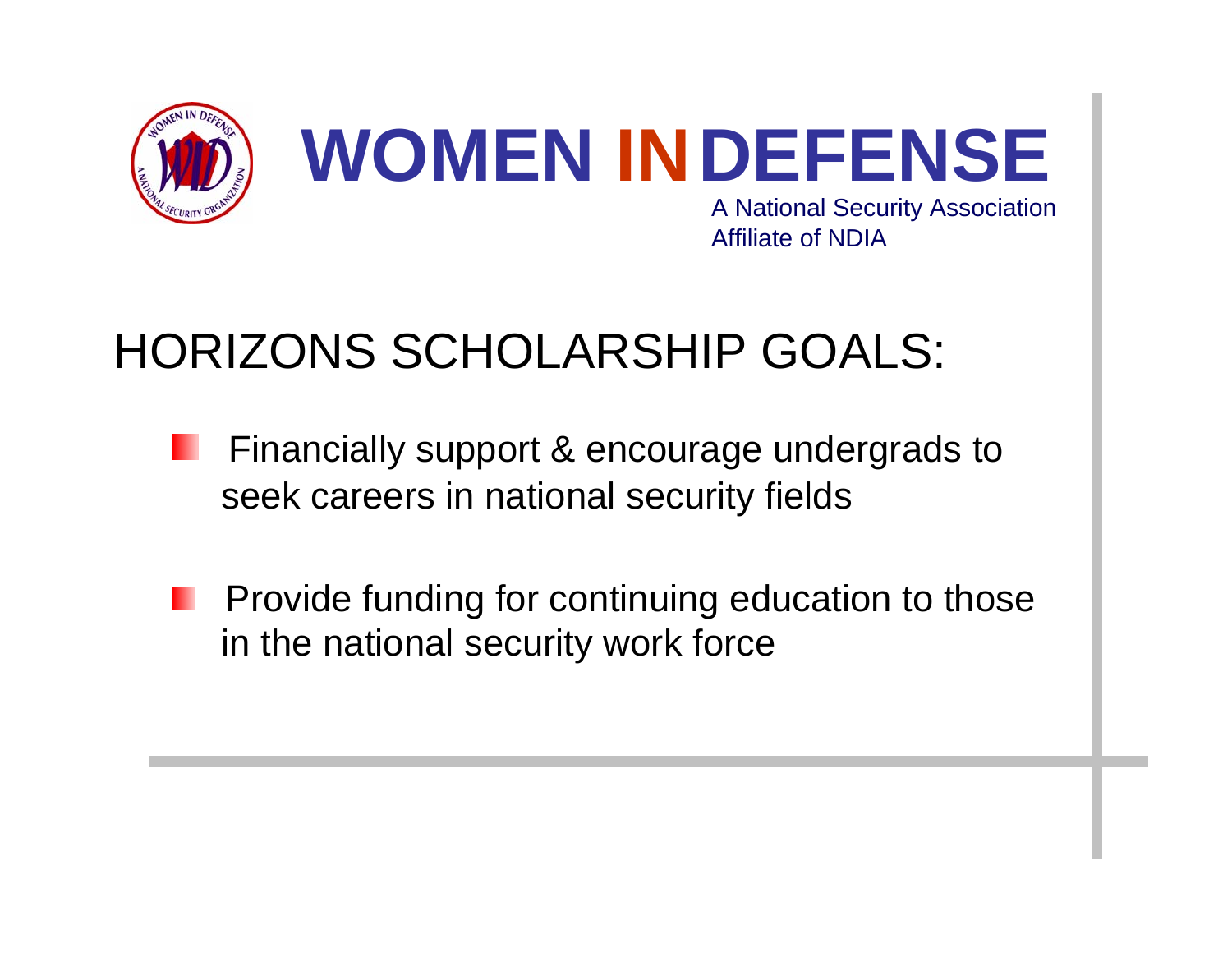# WOMEN IN DEFENSE

A National Security Association
Affiliate of NDIA

## HORIZONS SCHOLARSHIP GOALS:

- Financially support & encourage undergrads to seek careers in national security fields
- Provide funding for continuing education to those in the national security work force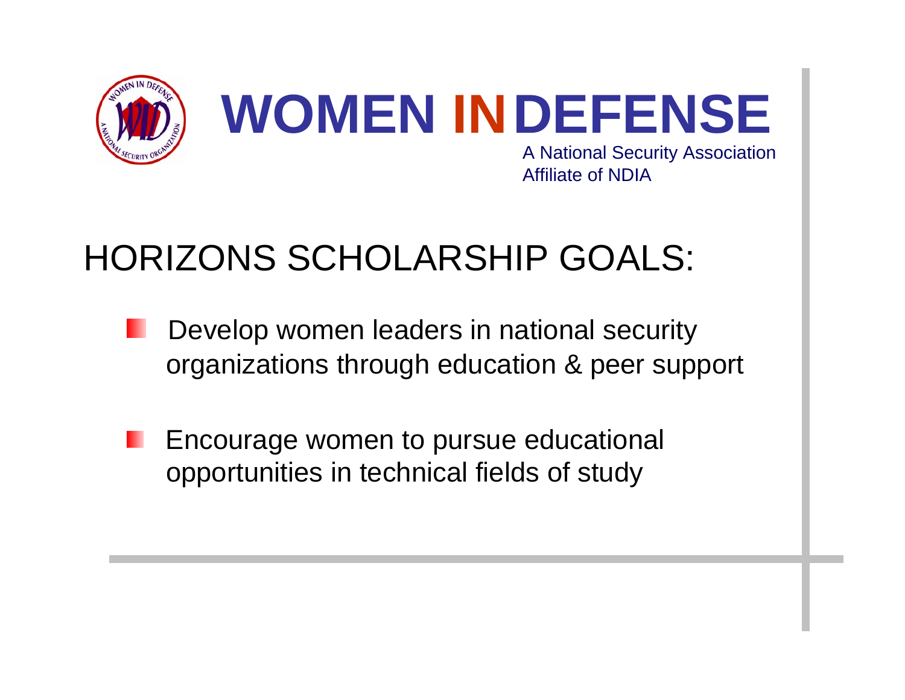# WOMEN IN DEFENSE

A National Security Association
Affiliate of NDIA

## HORIZONS SCHOLARSHIP GOALS:

- Develop women leaders in national security organizations through education & peer support
- Encourage women to pursue educational opportunities in technical fields of study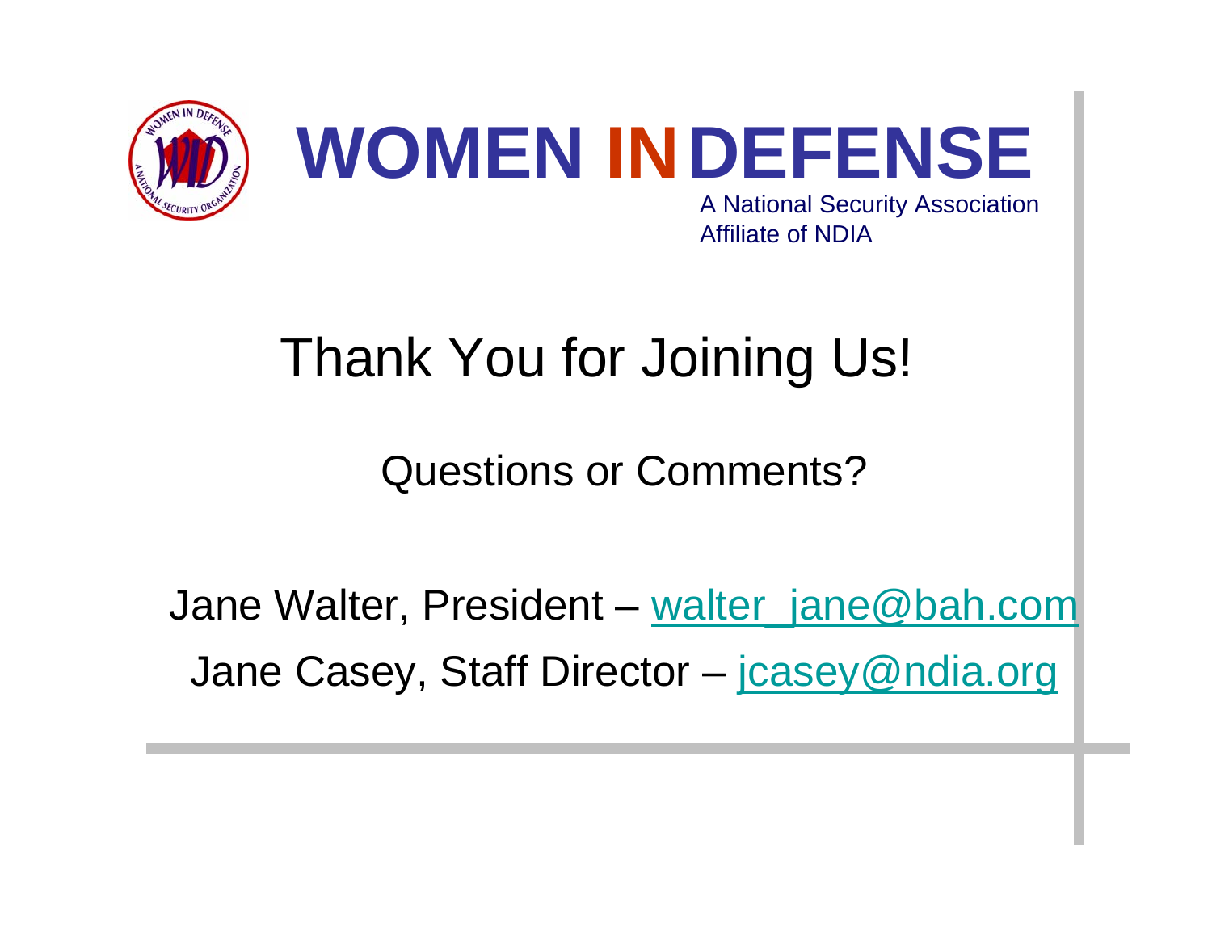# WOMEN IN DEFENSE

A National Security Association
Affiliate of NDIA

## Thank You for Joining Us!

Questions or Comments?

Jane Walter, President – walter_jane@bah.com

Jane Casey, Staff Director – jcasey@ndia.org